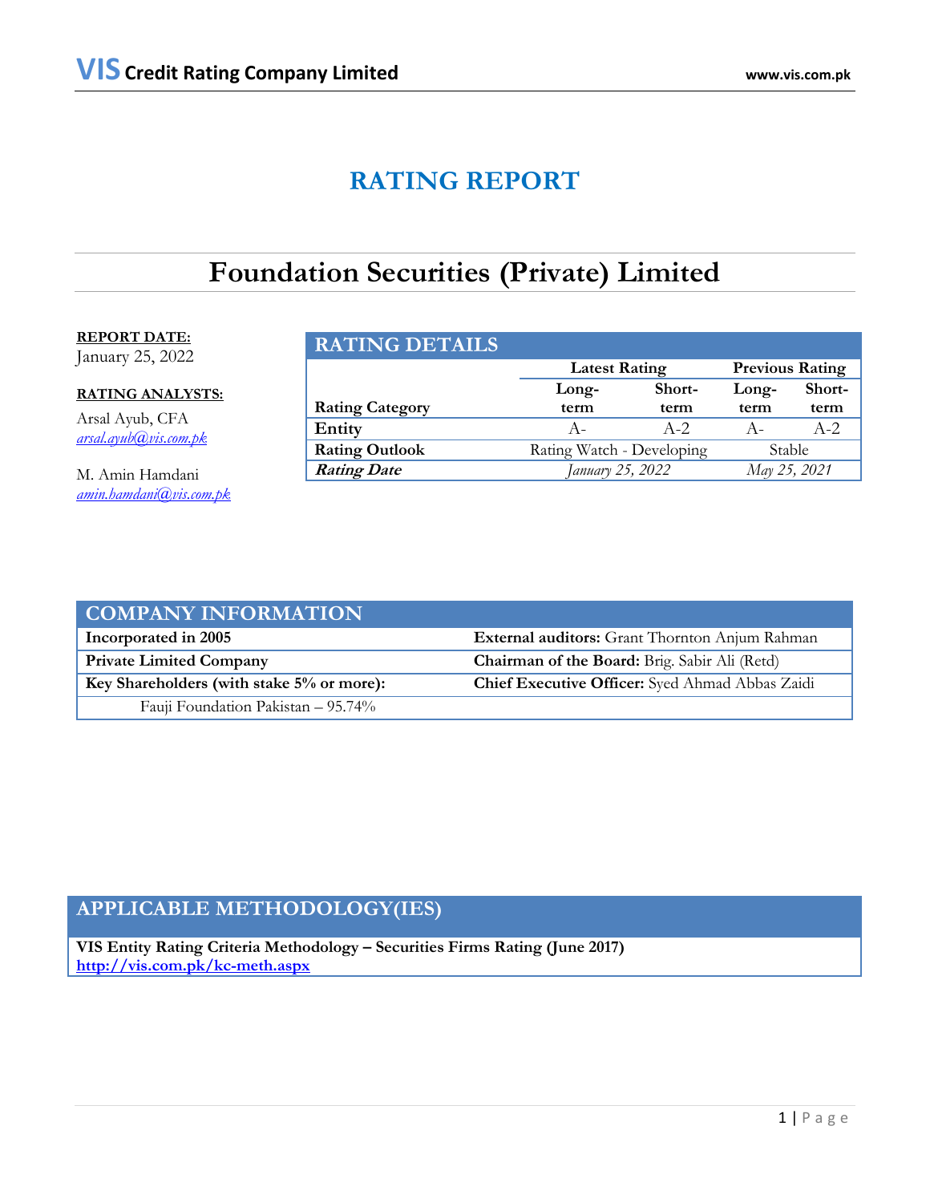# RATING REPORT

# Foundation Securities (Private) Limited

**REPORT DATE:**
January 25, 2022

**RATING ANALYSTS:**

Arsal Ayub, CFA
[arsal.ayub@vis.com.pk](mailto:arsal.ayub@vis.com.pk)

M. Amin Hamdani
[amin.hamdani@vis.com.pk](mailto:amin.hamdani@vis.com.pk)

## RATING DETAILS

| | Latest Rating | | Previous Rating | |
|---|---|---|---|---|
| **Rating Category** | **Long-term** | **Short-term** | **Long-term** | **Short-term** |
| **Entity** | A- | A-2 | A- | A-2 |
| **Rating Outlook** | Rating Watch - Developing | | Stable | |
| ***Rating Date*** | *January 25, 2022* | | *May 25, 2021* | |

## COMPANY INFORMATION

| | |
|---|---|
| **Incorporated in 2005** | **External auditors:** Grant Thornton Anjum Rahman |
| **Private Limited Company** | **Chairman of the Board:** Brig. Sabir Ali (Retd) |
| **Key Shareholders (with stake 5% or more):** | **Chief Executive Officer:** Syed Ahmad Abbas Zaidi |
| Fauji Foundation Pakistan – 95.74% | |

## APPLICABLE METHODOLOGY(IES)

**VIS Entity Rating Criteria Methodology – Securities Firms Rating (June 2017)**
**[http://vis.com.pk/kc-meth.aspx](http://vis.com.pk/kc-meth.aspx)**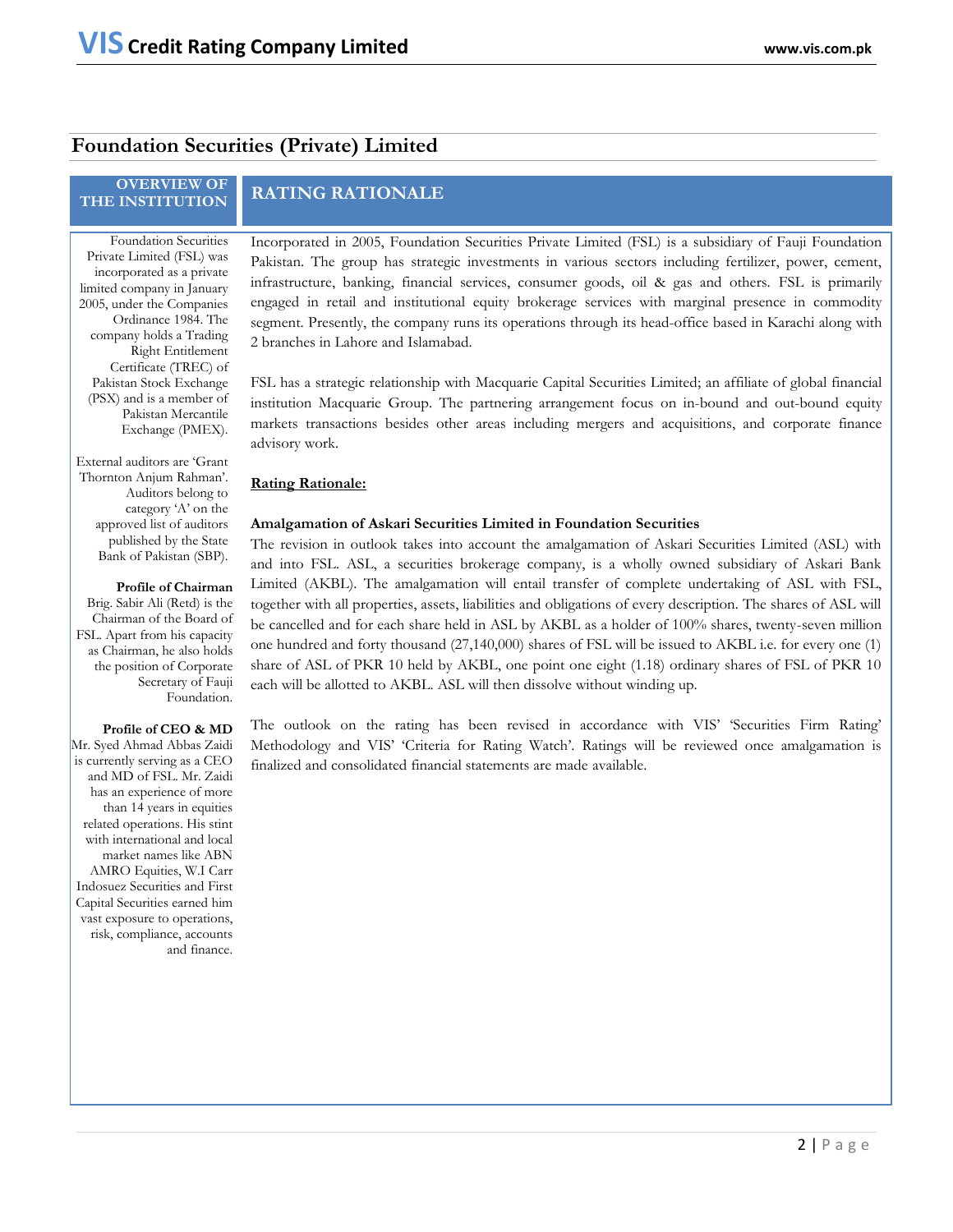# Foundation Securities (Private) Limited

## OVERVIEW OF THE INSTITUTION

Foundation Securities Private Limited (FSL) was incorporated as a private limited company in January 2005, under the Companies Ordinance 1984. The company holds a Trading Right Entitlement Certificate (TREC) of Pakistan Stock Exchange (PSX) and is a member of Pakistan Mercantile Exchange (PMEX).

External auditors are 'Grant Thornton Anjum Rahman'. Auditors belong to category 'A' on the approved list of auditors published by the State Bank of Pakistan (SBP).

**Profile of Chairman**

Brig. Sabir Ali (Retd) is the Chairman of the Board of FSL. Apart from his capacity as Chairman, he also holds the position of Corporate Secretary of Fauji Foundation.

**Profile of CEO & MD**

Mr. Syed Ahmad Abbas Zaidi is currently serving as a CEO and MD of FSL. Mr. Zaidi has an experience of more than 14 years in equities related operations. His stint with international and local market names like ABN AMRO Equities, W.I Carr Indosuez Securities and First Capital Securities earned him vast exposure to operations, risk, compliance, accounts and finance.

## RATING RATIONALE

Incorporated in 2005, Foundation Securities Private Limited (FSL) is a subsidiary of Fauji Foundation Pakistan. The group has strategic investments in various sectors including fertilizer, power, cement, infrastructure, banking, financial services, consumer goods, oil & gas and others. FSL is primarily engaged in retail and institutional equity brokerage services with marginal presence in commodity segment. Presently, the company runs its operations through its head-office based in Karachi along with 2 branches in Lahore and Islamabad.

FSL has a strategic relationship with Macquarie Capital Securities Limited; an affiliate of global financial institution Macquarie Group. The partnering arrangement focus on in-bound and out-bound equity markets transactions besides other areas including mergers and acquisitions, and corporate finance advisory work.

**Rating Rationale:**

**Amalgamation of Askari Securities Limited in Foundation Securities**

The revision in outlook takes into account the amalgamation of Askari Securities Limited (ASL) with and into FSL. ASL, a securities brokerage company, is a wholly owned subsidiary of Askari Bank Limited (AKBL). The amalgamation will entail transfer of complete undertaking of ASL with FSL, together with all properties, assets, liabilities and obligations of every description. The shares of ASL will be cancelled and for each share held in ASL by AKBL as a holder of 100% shares, twenty-seven million one hundred and forty thousand (27,140,000) shares of FSL will be issued to AKBL i.e. for every one (1) share of ASL of PKR 10 held by AKBL, one point one eight (1.18) ordinary shares of FSL of PKR 10 each will be allotted to AKBL. ASL will then dissolve without winding up.

The outlook on the rating has been revised in accordance with VIS' 'Securities Firm Rating' Methodology and VIS' 'Criteria for Rating Watch'. Ratings will be reviewed once amalgamation is finalized and consolidated financial statements are made available.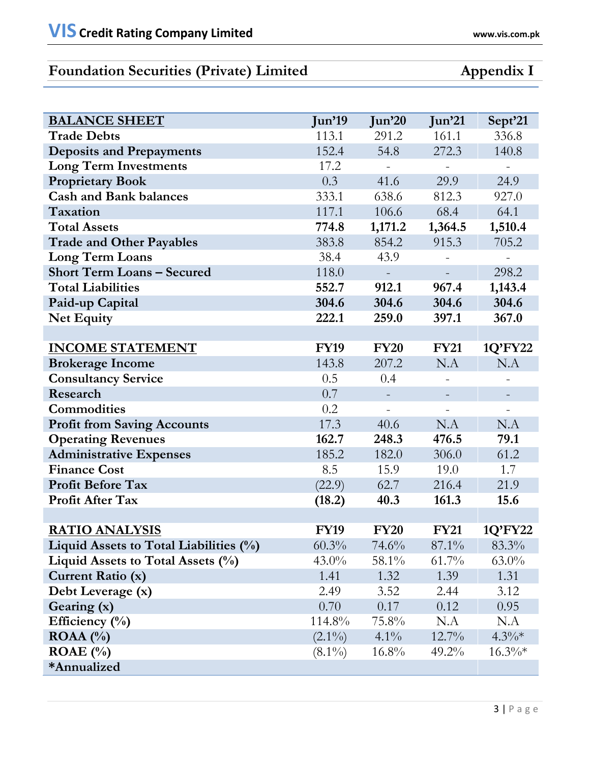## Foundation Securities (Private) Limited — Appendix I

| **BALANCE SHEET** | **Jun'19** | **Jun'20** | **Jun'21** | **Sept'21** |
|---|---|---|---|---|
| **Trade Debts** | 113.1 | 291.2 | 161.1 | 336.8 |
| **Deposits and Prepayments** | 152.4 | 54.8 | 272.3 | 140.8 |
| **Long Term Investments** | 17.2 | - | - | - |
| **Proprietary Book** | 0.3 | 41.6 | 29.9 | 24.9 |
| **Cash and Bank balances** | 333.1 | 638.6 | 812.3 | 927.0 |
| **Taxation** | 117.1 | 106.6 | 68.4 | 64.1 |
| **Total Assets** | **774.8** | **1,171.2** | **1,364.5** | **1,510.4** |
| **Trade and Other Payables** | 383.8 | 854.2 | 915.3 | 705.2 |
| **Long Term Loans** | 38.4 | 43.9 | - | - |
| **Short Term Loans – Secured** | 118.0 | - | - | 298.2 |
| **Total Liabilities** | **552.7** | **912.1** | **967.4** | **1,143.4** |
| **Paid-up Capital** | **304.6** | **304.6** | **304.6** | **304.6** |
| **Net Equity** | **222.1** | **259.0** | **397.1** | **367.0** |
| | | | | |
| **INCOME STATEMENT** | **FY19** | **FY20** | **FY21** | **1Q'FY22** |
| **Brokerage Income** | 143.8 | 207.2 | N.A | N.A |
| **Consultancy Service** | 0.5 | 0.4 | - | - |
| **Research** | 0.7 | - | - | - |
| **Commodities** | 0.2 | - | - | - |
| **Profit from Saving Accounts** | 17.3 | 40.6 | N.A | N.A |
| **Operating Revenues** | **162.7** | **248.3** | **476.5** | **79.1** |
| **Administrative Expenses** | 185.2 | 182.0 | 306.0 | 61.2 |
| **Finance Cost** | 8.5 | 15.9 | 19.0 | 1.7 |
| **Profit Before Tax** | (22.9) | 62.7 | 216.4 | 21.9 |
| **Profit After Tax** | **(18.2)** | **40.3** | **161.3** | **15.6** |
| | | | | |
| **RATIO ANALYSIS** | **FY19** | **FY20** | **FY21** | **1Q'FY22** |
| **Liquid Assets to Total Liabilities (%)** | 60.3% | 74.6% | 87.1% | 83.3% |
| **Liquid Assets to Total Assets (%)** | 43.0% | 58.1% | 61.7% | 63.0% |
| **Current Ratio (x)** | 1.41 | 1.32 | 1.39 | 1.31 |
| **Debt Leverage (x)** | 2.49 | 3.52 | 2.44 | 3.12 |
| **Gearing (x)** | 0.70 | 0.17 | 0.12 | 0.95 |
| **Efficiency (%)** | 114.8% | 75.8% | N.A | N.A |
| **ROAA (%)** | (2.1%) | 4.1% | 12.7% | 4.3%* |
| **ROAE (%)** | (8.1%) | 16.8% | 49.2% | 16.3%* |

**\*Annualized**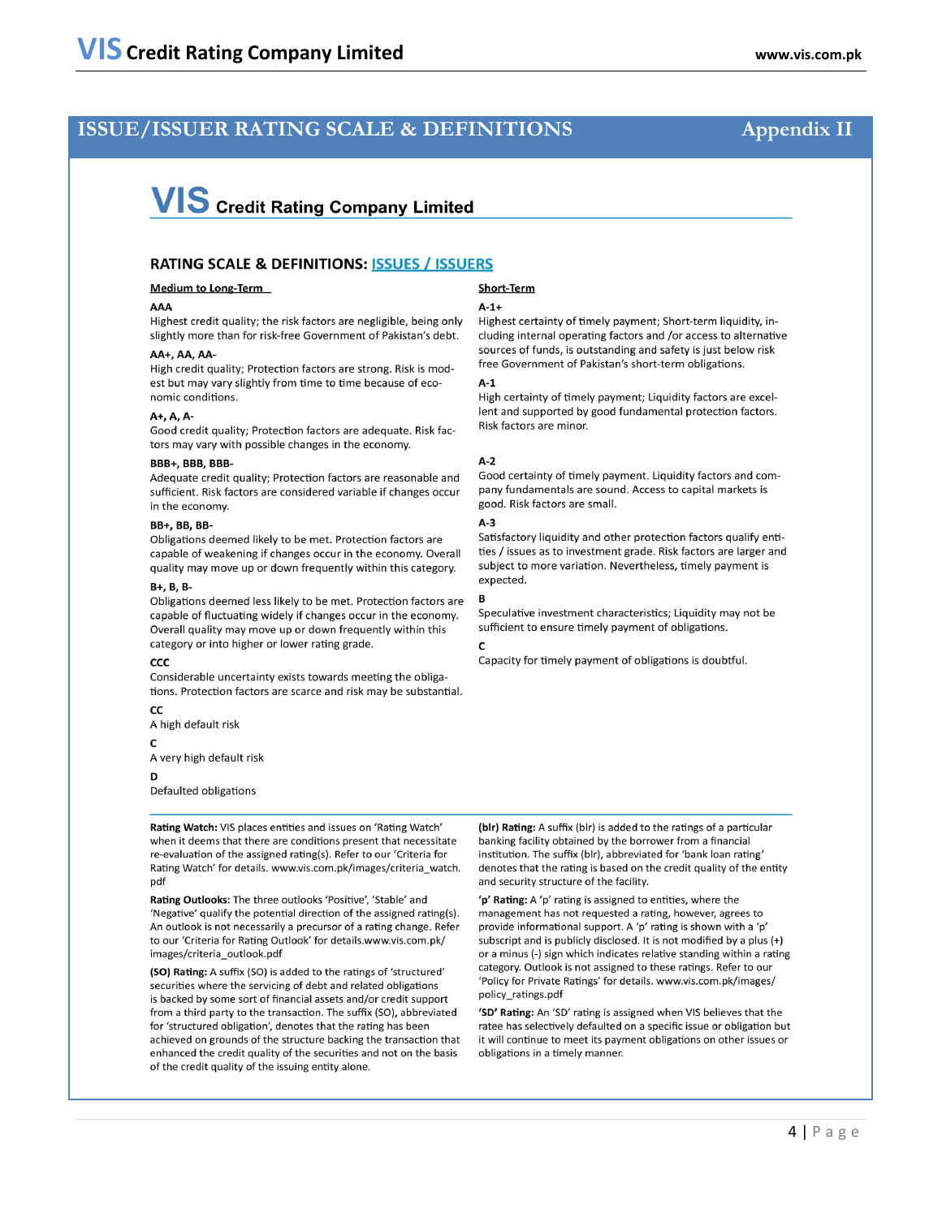## ISSUE/ISSUER RATING SCALE & DEFINITIONS — Appendix II

**VIS Credit Rating Company Limited**

### RATING SCALE & DEFINITIONS: ISSUES / ISSUERS

#### Medium to Long-Term

**AAA**
Highest credit quality; the risk factors are negligible, being only slightly more than for risk-free Government of Pakistan's debt.

**AA+, AA, AA-**
High credit quality; Protection factors are strong. Risk is modest but may vary slightly from time to time because of economic conditions.

**A+, A, A-**
Good credit quality; Protection factors are adequate. Risk factors may vary with possible changes in the economy.

**BBB+, BBB, BBB-**
Adequate credit quality; Protection factors are reasonable and sufficient. Risk factors are considered variable if changes occur in the economy.

**BB+, BB, BB-**
Obligations deemed likely to be met. Protection factors are capable of weakening if changes occur in the economy. Overall quality may move up or down frequently within this category.

**B+, B, B-**
Obligations deemed less likely to be met. Protection factors are capable of fluctuating widely if changes occur in the economy. Overall quality may move up or down frequently within this category or into higher or lower rating grade.

**CCC**
Considerable uncertainty exists towards meeting the obligations. Protection factors are scarce and risk may be substantial.

**CC**
A high default risk

**C**
A very high default risk

**D**
Defaulted obligations

#### Short-Term

**A-1+**
Highest certainty of timely payment; Short-term liquidity, including internal operating factors and /or access to alternative sources of funds, is outstanding and safety is just below risk free Government of Pakistan's short-term obligations.

**A-1**
High certainty of timely payment; Liquidity factors are excellent and supported by good fundamental protection factors. Risk factors are minor.

**A-2**
Good certainty of timely payment. Liquidity factors and company fundamentals are sound. Access to capital markets is good. Risk factors are small.

**A-3**
Satisfactory liquidity and other protection factors qualify entities / issues as to investment grade. Risk factors are larger and subject to more variation. Nevertheless, timely payment is expected.

**B**
Speculative investment characteristics; Liquidity may not be sufficient to ensure timely payment of obligations.

**C**
Capacity for timely payment of obligations is doubtful.

---

**Rating Watch:** VIS places entities and issues on 'Rating Watch' when it deems that there are conditions present that necessitate re-evaluation of the assigned rating(s). Refer to our 'Criteria for Rating Watch' for details. www.vis.com.pk/images/criteria_watch.pdf

**Rating Outlooks:** The three outlooks 'Positive', 'Stable' and 'Negative' qualify the potential direction of the assigned rating(s). An outlook is not necessarily a precursor of a rating change. Refer to our 'Criteria for Rating Outlook' for details.www.vis.com.pk/images/criteria_outlook.pdf

**(SO) Rating:** A suffix (SO) is added to the ratings of 'structured' securities where the servicing of debt and related obligations is backed by some sort of financial assets and/or credit support from a third party to the transaction. The suffix (SO), abbreviated for 'structured obligation', denotes that the rating has been achieved on grounds of the structure backing the transaction that enhanced the credit quality of the securities and not on the basis of the credit quality of the issuing entity alone.

**(blr) Rating:** A suffix (blr) is added to the ratings of a particular banking facility obtained by the borrower from a financial institution. The suffix (blr), abbreviated for 'bank loan rating' denotes that the rating is based on the credit quality of the entity and security structure of the facility.

**'p' Rating:** A 'p' rating is assigned to entities, where the management has not requested a rating, however, agrees to provide informational support. A 'p' rating is shown with a 'p' subscript and is publicly disclosed. It is not modified by a plus (+) or a minus (-) sign which indicates relative standing within a rating category. Outlook is not assigned to these ratings. Refer to our 'Policy for Private Ratings' for details. www.vis.com.pk/images/policy_ratings.pdf

**'SD' Rating:** An 'SD' rating is assigned when VIS believes that the ratee has selectively defaulted on a specific issue or obligation but it will continue to meet its payment obligations on other issues or obligations in a timely manner.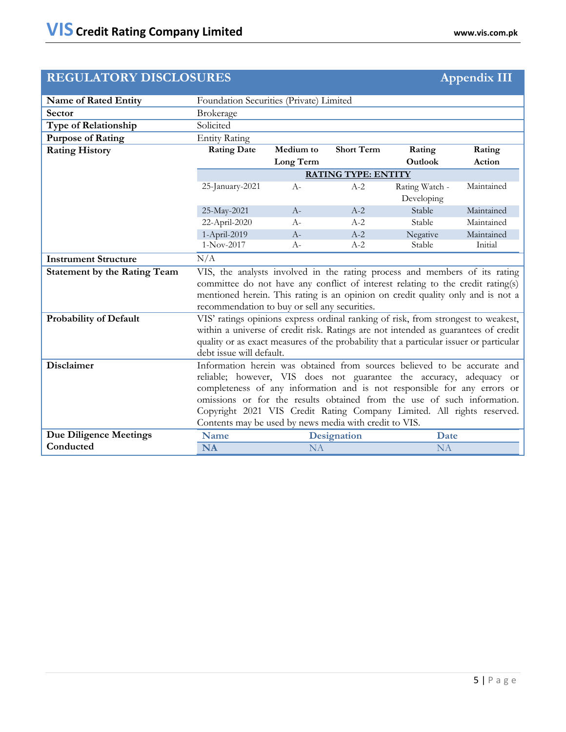## REGULATORY DISCLOSURES — Appendix III

| | |
|---|---|
| **Name of Rated Entity** | Foundation Securities (Private) Limited |
| **Sector** | Brokerage |
| **Type of Relationship** | Solicited |
| **Purpose of Rating** | Entity Rating |

**Rating History**

| Rating Date | Medium to Long Term | Short Term | Rating Outlook | Rating Action |
|---|---|---|---|---|
| **RATING TYPE: ENTITY** | | | | |
| 25-January-2021 | A- | A-2 | Rating Watch - Developing | Maintained |
| 25-May-2021 | A- | A-2 | Stable | Maintained |
| 22-April-2020 | A- | A-2 | Stable | Maintained |
| 1-April-2019 | A- | A-2 | Negative | Maintained |
| 1-Nov-2017 | A- | A-2 | Stable | Initial |

| | |
|---|---|
| **Instrument Structure** | N/A |
| **Statement by the Rating Team** | VIS, the analysts involved in the rating process and members of its rating committee do not have any conflict of interest relating to the credit rating(s) mentioned herein. This rating is an opinion on credit quality only and is not a recommendation to buy or sell any securities. |
| **Probability of Default** | VIS' ratings opinions express ordinal ranking of risk, from strongest to weakest, within a universe of credit risk. Ratings are not intended as guarantees of credit quality or as exact measures of the probability that a particular issuer or particular debt issue will default. |
| **Disclaimer** | Information herein was obtained from sources believed to be accurate and reliable; however, VIS does not guarantee the accuracy, adequacy or completeness of any information and is not responsible for any errors or omissions or for the results obtained from the use of such information. Copyright 2021 VIS Credit Rating Company Limited. All rights reserved. Contents may be used by news media with credit to VIS. |

**Due Diligence Meetings Conducted**

| Name | Designation | Date |
|---|---|---|
| NA | NA | NA |